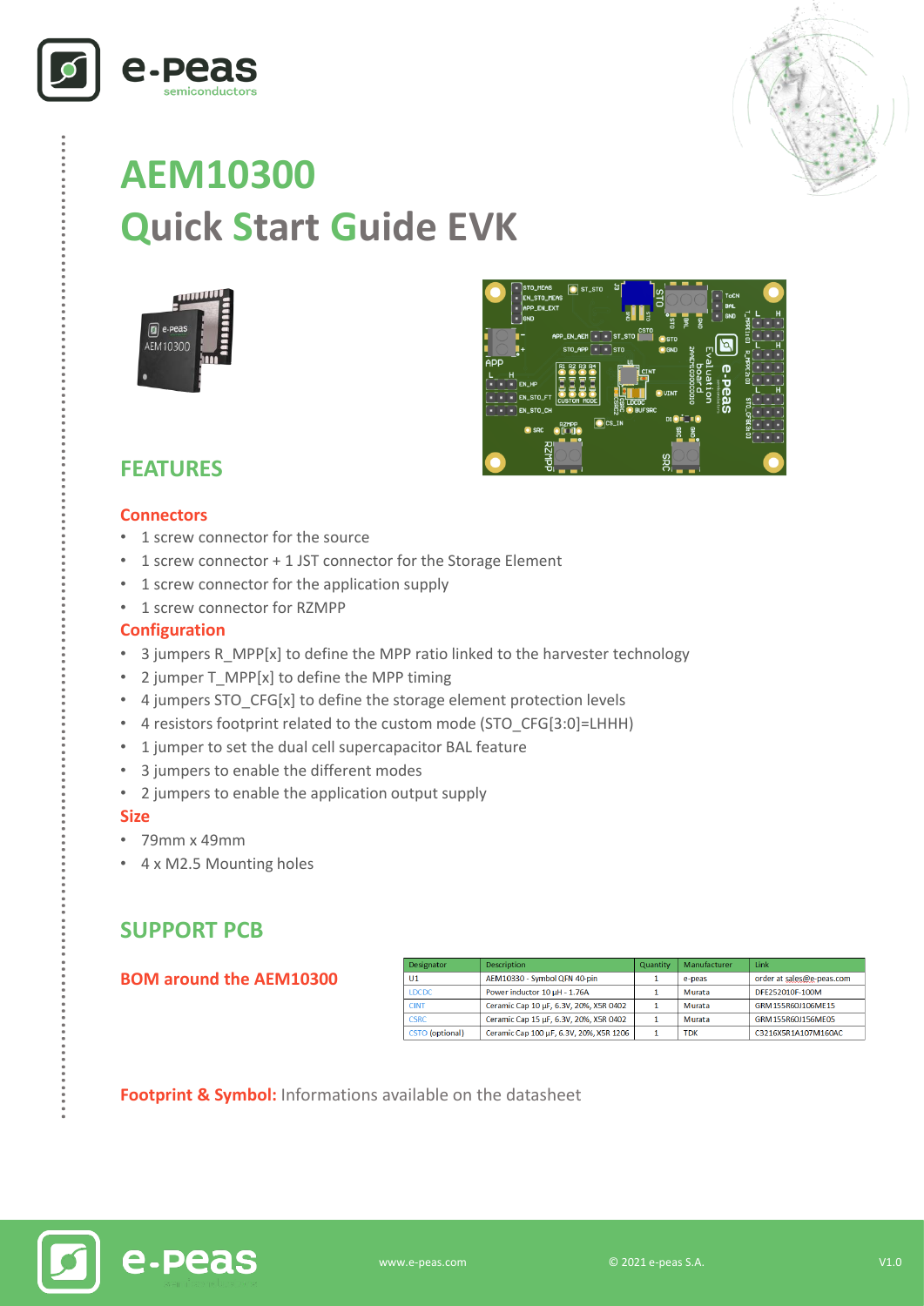# AEM10300
# Quick Start Guide EVK

## FEATURES

### Connectors

- 1 screw connector for the source
- 1 screw connector + 1 JST connector for the Storage Element
- 1 screw connector for the application supply
- 1 screw connector for RZMPP

### Configuration

- 3 jumpers R_MPP[x] to define the MPP ratio linked to the harvester technology
- 2 jumper T_MPP[x] to define the MPP timing
- 4 jumpers STO_CFG[x] to define the storage element protection levels
- 4 resistors footprint related to the custom mode (STO_CFG[3:0]=LHHH)
- 1 jumper to set the dual cell supercapacitor BAL feature
- 3 jumpers to enable the different modes
- 2 jumpers to enable the application output supply

### Size

- 79mm x 49mm
- 4 x M2.5 Mounting holes

## SUPPORT PCB

### BOM around the AEM10300

| Designator | Description | Quantity | Manufacturer | Link |
|---|---|---|---|---|
| U1 | AEM10330 - Symbol QFN 40-pin | 1 | e-peas | order at sales@e-peas.com |
| LDCDC | Power inductor 10 µH - 1.76A | 1 | Murata | DFE252010F-100M |
| CINT | Ceramic Cap 10 µF, 6.3V, 20%, X5R 0402 | 1 | Murata | GRM155R60J106ME15 |
| CSRC | Ceramic Cap 15 µF, 6.3V, 20%, X5R 0402 | 1 | Murata | GRM155R60J156ME05 |
| CSTO (optional) | Ceramic Cap 100 µF, 6.3V, 20%, X5R 1206 | 1 | TDK | C3216X5R1A107M160AC |

**Footprint & Symbol:** Informations available on the datasheet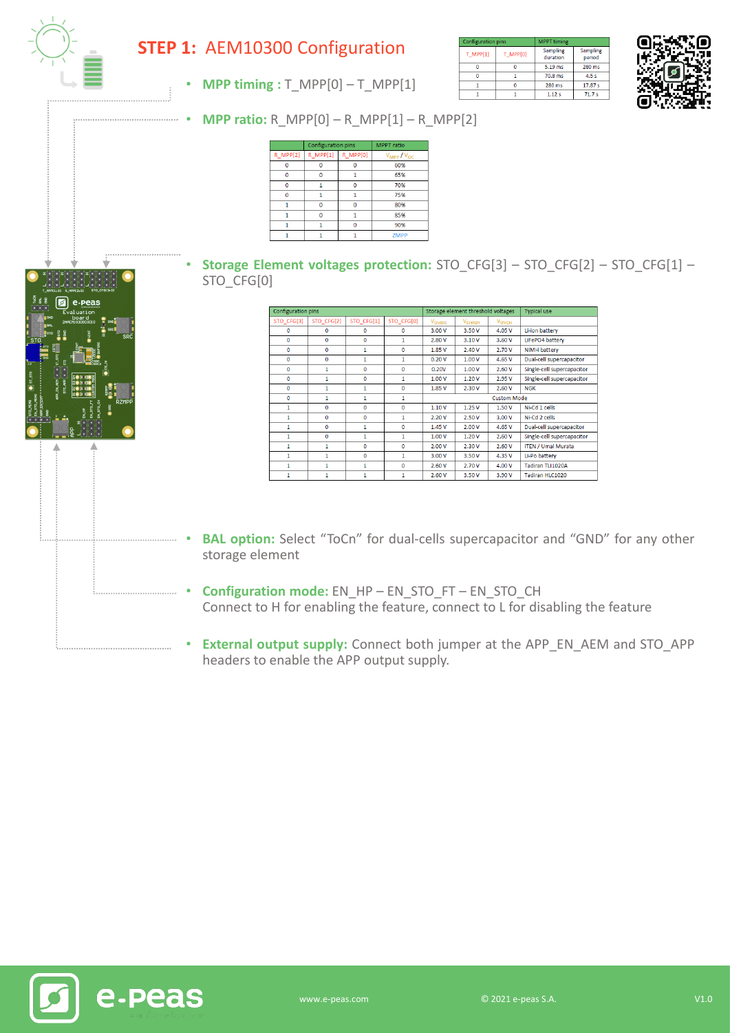# STEP 1: AEM10300 Configuration

- **MPP timing :** T_MPP[0] – T_MPP[1]

| Configuration pins | | MPPT timing | |
|---|---|---|---|
| T_MPP[1] | T_MPP[0] | Sampling duration | Sampling period |
| 0 | 0 | 5.19 ms | 280 ms |
| 0 | 1 | 70.8 ms | 4.5 s |
| 1 | 0 | 280 ms | 17.87 s |
| 1 | 1 | 1.12 s | 71.7 s |

- **MPP ratio:** R_MPP[0] – R_MPP[1] – R_MPP[2]

| Configuration pins | | | MPPT ratio |
|---|---|---|---|
| R_MPP[2] | R_MPP[1] | R_MPP[0] | $V_{MPP}$ / $V_{OC}$ |
| 0 | 0 | 0 | 60% |
| 0 | 0 | 1 | 65% |
| 0 | 1 | 0 | 70% |
| 0 | 1 | 1 | 75% |
| 1 | 0 | 0 | 80% |
| 1 | 0 | 1 | 85% |
| 1 | 1 | 0 | 90% |
| 1 | 1 | 1 | ZMPP |

- **Storage Element voltages protection:** STO_CFG[3] – STO_CFG[2] – STO_CFG[1] – STO_CFG[0]

| Configuration pins | | | | Storage element threshold voltages | | | Typical use |
|---|---|---|---|---|---|---|---|
| STO_CFG[3] | STO_CFG[2] | STO_CFG[1] | STO_CFG[0] | $V_{OVDIS}$ | $V_{CHRDY}$ | $V_{OVCH}$ | |
| 0 | 0 | 0 | 0 | 3.00 V | 3.50 V | 4.05 V | Li-ion battery |
| 0 | 0 | 0 | 1 | 2.80 V | 3.10 V | 3.60 V | LiFePO4 battery |
| 0 | 0 | 1 | 0 | 1.85 V | 2.40 V | 2.70 V | NiMH battery |
| 0 | 0 | 1 | 1 | 0.20 V | 1.00 V | 4.65 V | Dual-cell supercapacitor |
| 0 | 1 | 0 | 0 | 0.20V | 1.00 V | 2.60 V | Single-cell supercapacitor |
| 0 | 1 | 0 | 1 | 1.00 V | 1.20 V | 2.95 V | Single-cell supercapacitor |
| 0 | 1 | 1 | 0 | 1.85 V | 2.30 V | 2.60 V | NGK |
| 0 | 1 | 1 | 1 | Custom Mode | | | |
| 1 | 0 | 0 | 0 | 1.10 V | 1.25 V | 1.50 V | Ni-Cd 1 cells |
| 1 | 0 | 0 | 1 | 2.20 V | 2.50 V | 3.00 V | Ni-Cd 2 cells |
| 1 | 0 | 1 | 0 | 1.45 V | 2.00 V | 4.65 V | Dual-cell supercapacitor |
| 1 | 0 | 1 | 1 | 1.00 V | 1.20 V | 2.60 V | Single-cell supercapacitor |
| 1 | 1 | 0 | 0 | 2.00 V | 2.30 V | 2.60 V | ITEN / Umal Murata |
| 1 | 1 | 0 | 1 | 3.00 V | 3.50 V | 4.35 V | Li-Po battery |
| 1 | 1 | 1 | 0 | 2.60 V | 2.70 V | 4.00 V | Tadiran TLI1020A |
| 1 | 1 | 1 | 1 | 2.60 V | 3.50 V | 3.90 V | Tadiran HLC1020 |

- **BAL option:** Select “ToCn” for dual-cells supercapacitor and “GND” for any other storage element

- **Configuration mode:** EN_HP – EN_STO_FT – EN_STO_CH
  Connect to H for enabling the feature, connect to L for disabling the feature

- **External output supply:** Connect both jumper at the APP_EN_AEM and STO_APP headers to enable the APP output supply.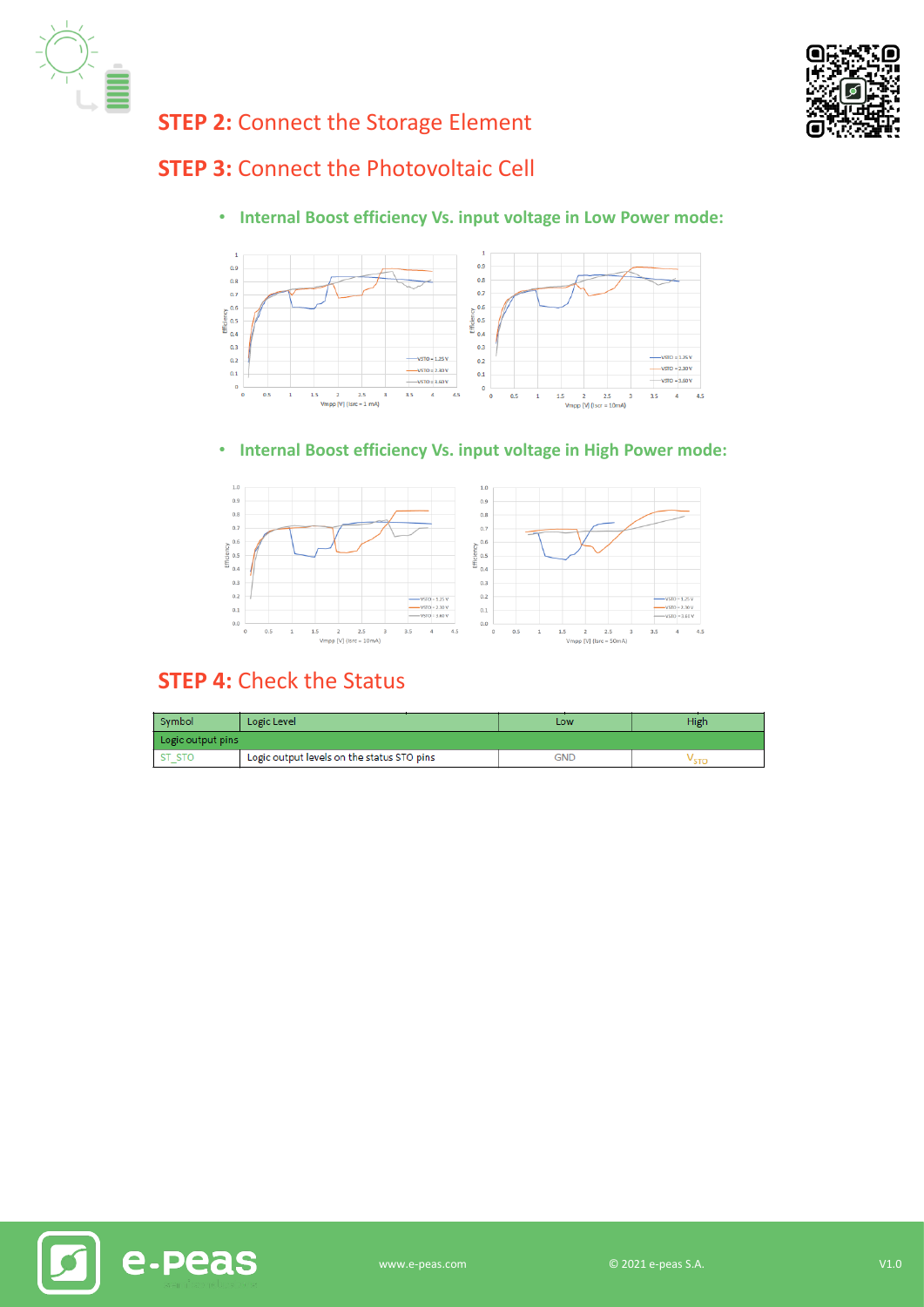## STEP 2: Connect the Storage Element

## STEP 3: Connect the Photovoltaic Cell

- **Internal Boost efficiency Vs. input voltage in Low Power mode:**

Efficiency
VSTO = 1.25 V
VSTO = 2.30 V
VSTO = 3.60 V
Vmpp [V] (Isrc = 1 mA)

Efficiency
VSTO = 1.25 V
VSTO = 2.30 V
VSTO = 3.60 V
Vmpp [V] (Isrc = 10mA)

- **Internal Boost efficiency Vs. input voltage in High Power mode:**

Efficiency
VSTO = 1.25 V
VSTO = 2.30 V
VSTO = 3.60 V
Vmpp [V] (Isrc = 10mA)

Efficiency
VSTO = 1.25 V
VSTO = 2.30 V
VSTO = 3.60 V
Vmpp [V] (Isrc = 50mA)

## STEP 4: Check the Status

| Symbol | Logic Level | Low | High |
|---|---|---|---|
| Logic output pins | | | |
| ST_STO | Logic output levels on the status STO pins | GND | $V_{STO}$ |